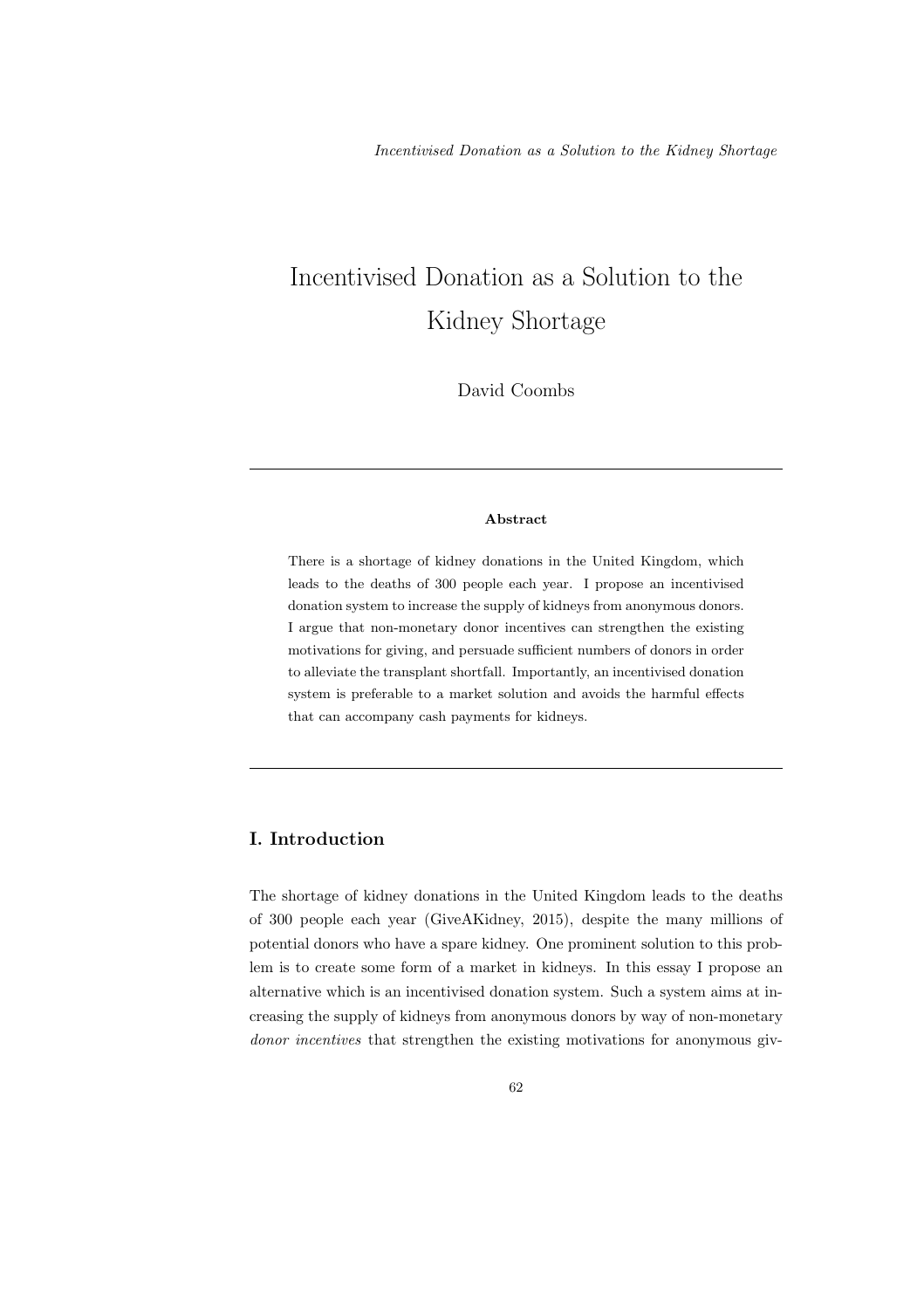# Incentivised Donation as a Solution to the Kidney Shortage

David Coombs

---

**Abstract**

There is a shortage of kidney donations in the United Kingdom, which leads to the deaths of 300 people each year. I propose an incentivised donation system to increase the supply of kidneys from anonymous donors. I argue that non-monetary donor incentives can strengthen the existing motivations for giving, and persuade sufficient numbers of donors in order to alleviate the transplant shortfall. Importantly, an incentivised donation system is preferable to a market solution and avoids the harmful effects that can accompany cash payments for kidneys.

---

## I. Introduction

The shortage of kidney donations in the United Kingdom leads to the deaths of 300 people each year (GiveAKidney, 2015), despite the many millions of potential donors who have a spare kidney. One prominent solution to this problem is to create some form of a market in kidneys. In this essay I propose an alternative which is an incentivised donation system. Such a system aims at increasing the supply of kidneys from anonymous donors by way of non-monetary *donor incentives* that strengthen the existing motivations for anonymous giv-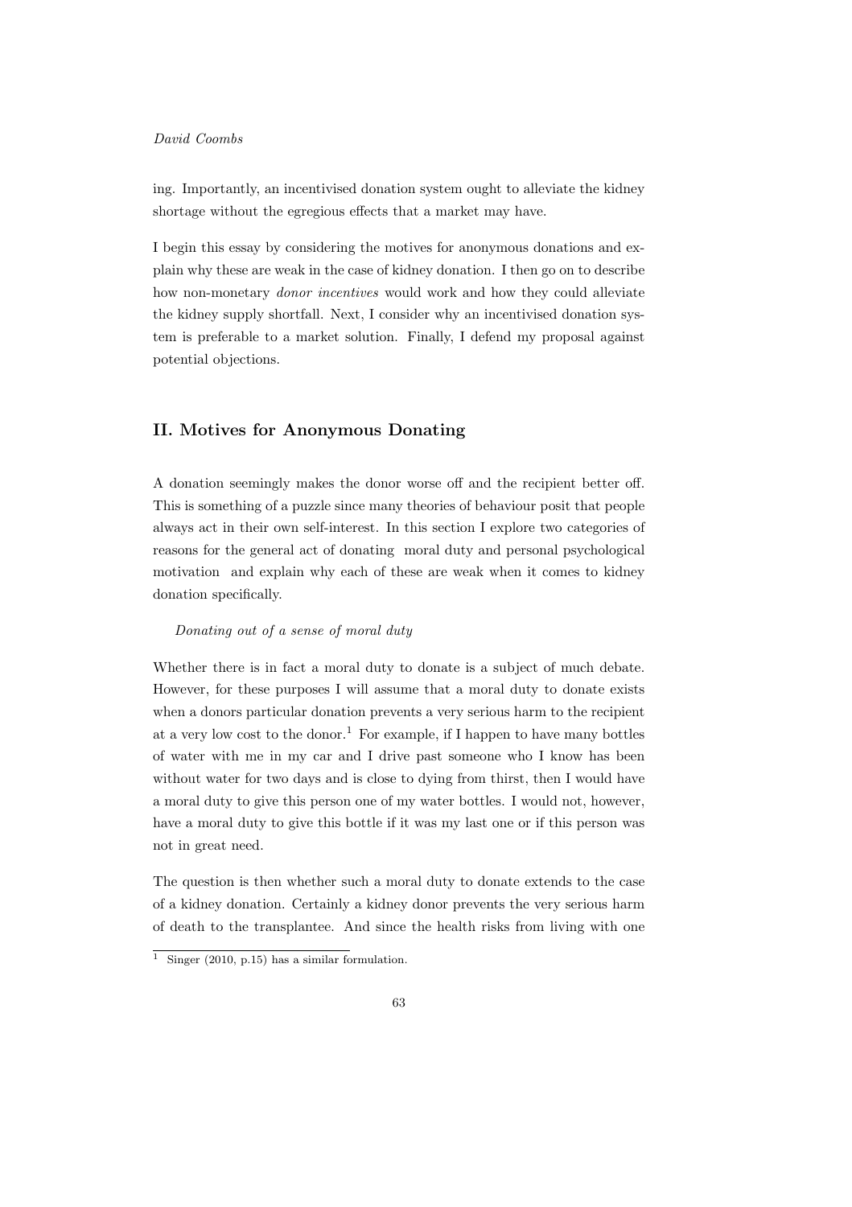ing. Importantly, an incentivised donation system ought to alleviate the kidney shortage without the egregious effects that a market may have.

I begin this essay by considering the motives for anonymous donations and explain why these are weak in the case of kidney donation. I then go on to describe how non-monetary *donor incentives* would work and how they could alleviate the kidney supply shortfall. Next, I consider why an incentivised donation system is preferable to a market solution. Finally, I defend my proposal against potential objections.

## II. Motives for Anonymous Donating

A donation seemingly makes the donor worse off and the recipient better off. This is something of a puzzle since many theories of behaviour posit that people always act in their own self-interest. In this section I explore two categories of reasons for the general act of donating  moral duty and personal psychological motivation  and explain why each of these are weak when it comes to kidney donation specifically.

*Donating out of a sense of moral duty*

Whether there is in fact a moral duty to donate is a subject of much debate. However, for these purposes I will assume that a moral duty to donate exists when a donors particular donation prevents a very serious harm to the recipient at a very low cost to the donor.[1] For example, if I happen to have many bottles of water with me in my car and I drive past someone who I know has been without water for two days and is close to dying from thirst, then I would have a moral duty to give this person one of my water bottles. I would not, however, have a moral duty to give this bottle if it was my last one or if this person was not in great need.

The question is then whether such a moral duty to donate extends to the case of a kidney donation. Certainly a kidney donor prevents the very serious harm of death to the transplantee. And since the health risks from living with one

[1] Singer (2010, p.15) has a similar formulation.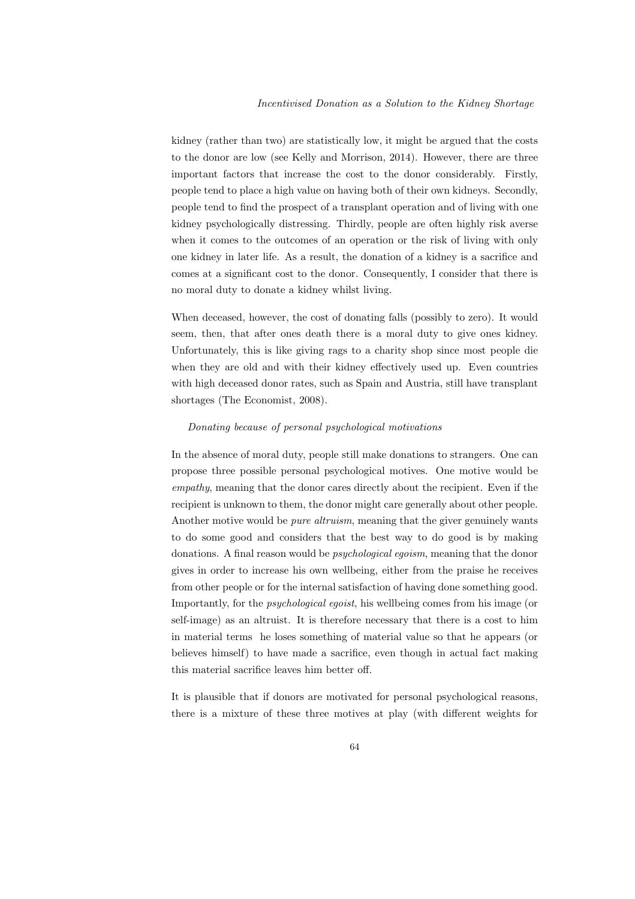kidney (rather than two) are statistically low, it might be argued that the costs to the donor are low (see Kelly and Morrison, 2014). However, there are three important factors that increase the cost to the donor considerably. Firstly, people tend to place a high value on having both of their own kidneys. Secondly, people tend to find the prospect of a transplant operation and of living with one kidney psychologically distressing. Thirdly, people are often highly risk averse when it comes to the outcomes of an operation or the risk of living with only one kidney in later life. As a result, the donation of a kidney is a sacrifice and comes at a significant cost to the donor. Consequently, I consider that there is no moral duty to donate a kidney whilst living.

When deceased, however, the cost of donating falls (possibly to zero). It would seem, then, that after ones death there is a moral duty to give ones kidney. Unfortunately, this is like giving rags to a charity shop since most people die when they are old and with their kidney effectively used up. Even countries with high deceased donor rates, such as Spain and Austria, still have transplant shortages (The Economist, 2008).

*Donating because of personal psychological motivations*

In the absence of moral duty, people still make donations to strangers. One can propose three possible personal psychological motives. One motive would be *empathy*, meaning that the donor cares directly about the recipient. Even if the recipient is unknown to them, the donor might care generally about other people. Another motive would be *pure altruism*, meaning that the giver genuinely wants to do some good and considers that the best way to do good is by making donations. A final reason would be *psychological egoism*, meaning that the donor gives in order to increase his own wellbeing, either from the praise he receives from other people or for the internal satisfaction of having done something good. Importantly, for the *psychological egoist*, his wellbeing comes from his image (or self-image) as an altruist. It is therefore necessary that there is a cost to him in material terms he loses something of material value so that he appears (or believes himself) to have made a sacrifice, even though in actual fact making this material sacrifice leaves him better off.

It is plausible that if donors are motivated for personal psychological reasons, there is a mixture of these three motives at play (with different weights for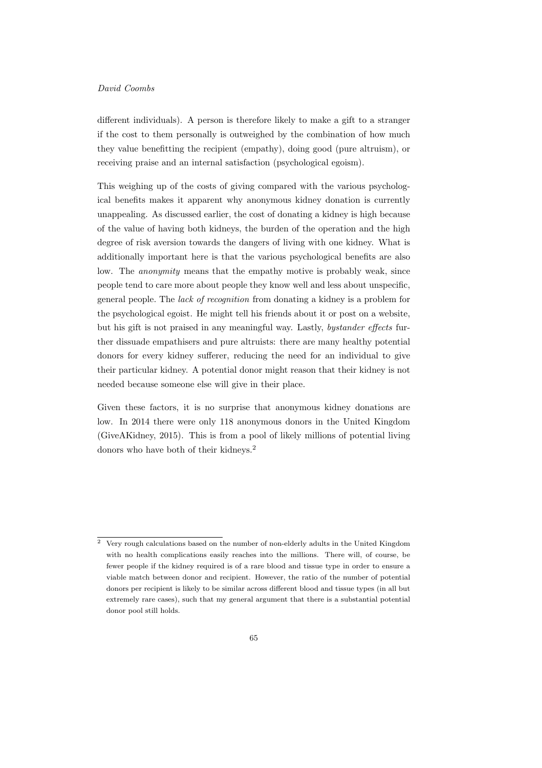different individuals). A person is therefore likely to make a gift to a stranger if the cost to them personally is outweighed by the combination of how much they value benefitting the recipient (empathy), doing good (pure altruism), or receiving praise and an internal satisfaction (psychological egoism).

This weighing up of the costs of giving compared with the various psychological benefits makes it apparent why anonymous kidney donation is currently unappealing. As discussed earlier, the cost of donating a kidney is high because of the value of having both kidneys, the burden of the operation and the high degree of risk aversion towards the dangers of living with one kidney. What is additionally important here is that the various psychological benefits are also low. The *anonymity* means that the empathy motive is probably weak, since people tend to care more about people they know well and less about unspecific, general people. The *lack of recognition* from donating a kidney is a problem for the psychological egoist. He might tell his friends about it or post on a website, but his gift is not praised in any meaningful way. Lastly, *bystander effects* further dissuade empathisers and pure altruists: there are many healthy potential donors for every kidney sufferer, reducing the need for an individual to give their particular kidney. A potential donor might reason that their kidney is not needed because someone else will give in their place.

Given these factors, it is no surprise that anonymous kidney donations are low. In 2014 there were only 118 anonymous donors in the United Kingdom (GiveAKidney, 2015). This is from a pool of likely millions of potential living donors who have both of their kidneys.[2]

---

[2] Very rough calculations based on the number of non-elderly adults in the United Kingdom with no health complications easily reaches into the millions. There will, of course, be fewer people if the kidney required is of a rare blood and tissue type in order to ensure a viable match between donor and recipient. However, the ratio of the number of potential donors per recipient is likely to be similar across different blood and tissue types (in all but extremely rare cases), such that my general argument that there is a substantial potential donor pool still holds.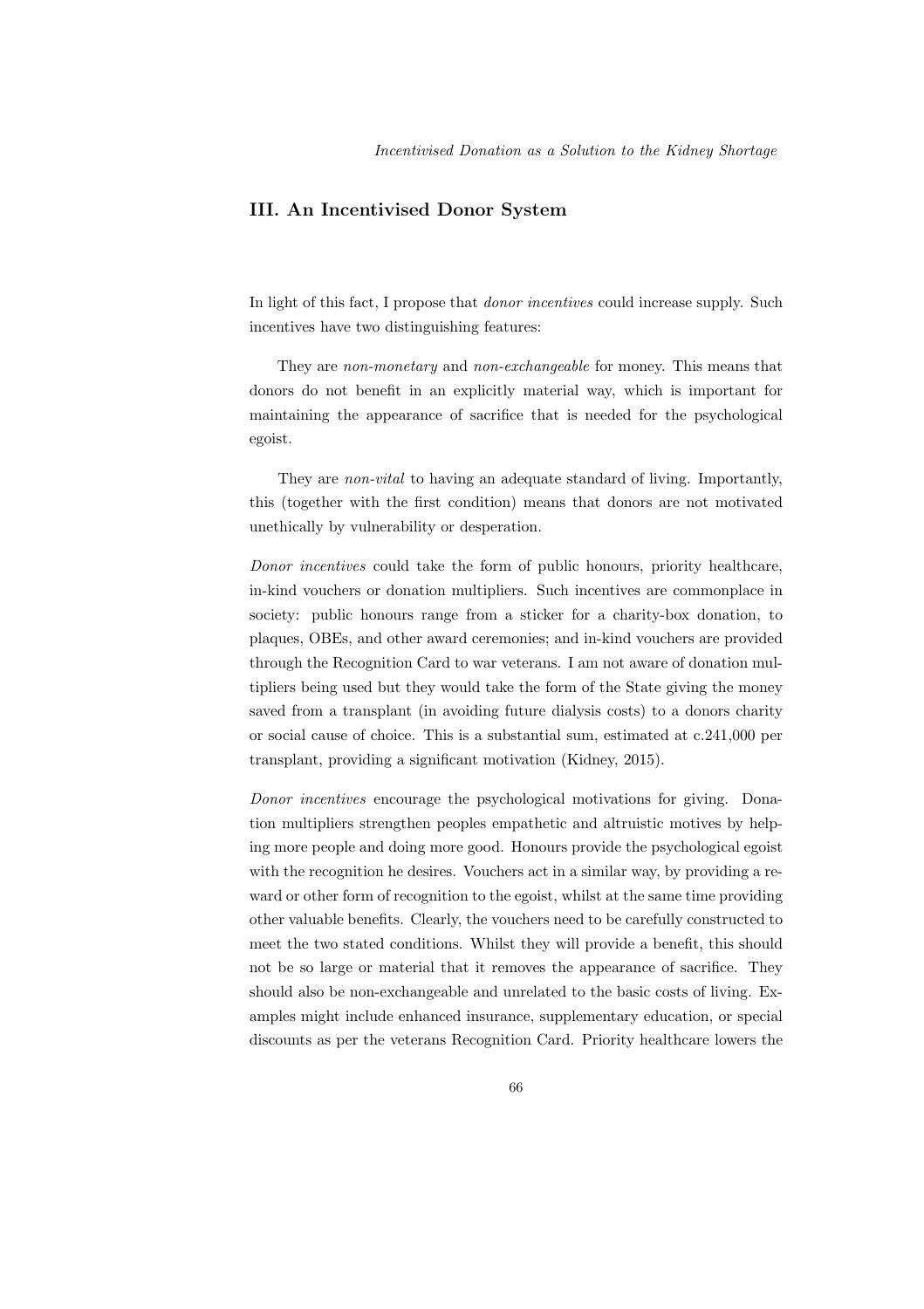## III. An Incentivised Donor System

In light of this fact, I propose that *donor incentives* could increase supply. Such incentives have two distinguishing features:

They are *non-monetary* and *non-exchangeable* for money. This means that donors do not benefit in an explicitly material way, which is important for maintaining the appearance of sacrifice that is needed for the psychological egoist.

They are *non-vital* to having an adequate standard of living. Importantly, this (together with the first condition) means that donors are not motivated unethically by vulnerability or desperation.

*Donor incentives* could take the form of public honours, priority healthcare, in-kind vouchers or donation multipliers. Such incentives are commonplace in society: public honours range from a sticker for a charity-box donation, to plaques, OBEs, and other award ceremonies; and in-kind vouchers are provided through the Recognition Card to war veterans. I am not aware of donation multipliers being used but they would take the form of the State giving the money saved from a transplant (in avoiding future dialysis costs) to a donors charity or social cause of choice. This is a substantial sum, estimated at c.241,000 per transplant, providing a significant motivation (Kidney, 2015).

*Donor incentives* encourage the psychological motivations for giving. Donation multipliers strengthen peoples empathetic and altruistic motives by helping more people and doing more good. Honours provide the psychological egoist with the recognition he desires. Vouchers act in a similar way, by providing a reward or other form of recognition to the egoist, whilst at the same time providing other valuable benefits. Clearly, the vouchers need to be carefully constructed to meet the two stated conditions. Whilst they will provide a benefit, this should not be so large or material that it removes the appearance of sacrifice. They should also be non-exchangeable and unrelated to the basic costs of living. Examples might include enhanced insurance, supplementary education, or special discounts as per the veterans Recognition Card. Priority healthcare lowers the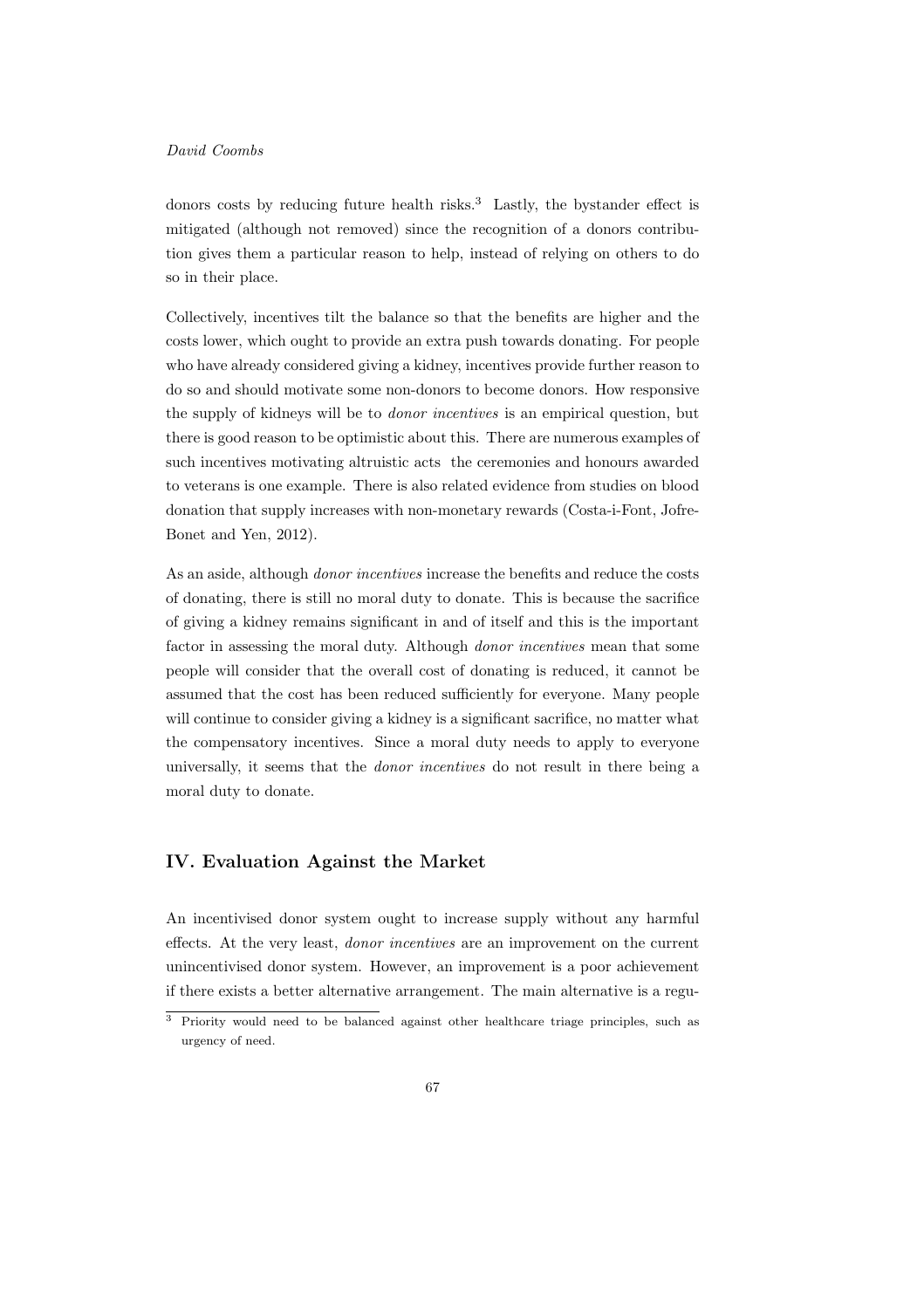donors costs by reducing future health risks.[3] Lastly, the bystander effect is mitigated (although not removed) since the recognition of a donors contribution gives them a particular reason to help, instead of relying on others to do so in their place.

Collectively, incentives tilt the balance so that the benefits are higher and the costs lower, which ought to provide an extra push towards donating. For people who have already considered giving a kidney, incentives provide further reason to do so and should motivate some non-donors to become donors. How responsive the supply of kidneys will be to *donor incentives* is an empirical question, but there is good reason to be optimistic about this. There are numerous examples of such incentives motivating altruistic acts the ceremonies and honours awarded to veterans is one example. There is also related evidence from studies on blood donation that supply increases with non-monetary rewards (Costa-i-Font, Jofre-Bonet and Yen, 2012).

As an aside, although *donor incentives* increase the benefits and reduce the costs of donating, there is still no moral duty to donate. This is because the sacrifice of giving a kidney remains significant in and of itself and this is the important factor in assessing the moral duty. Although *donor incentives* mean that some people will consider that the overall cost of donating is reduced, it cannot be assumed that the cost has been reduced sufficiently for everyone. Many people will continue to consider giving a kidney is a significant sacrifice, no matter what the compensatory incentives. Since a moral duty needs to apply to everyone universally, it seems that the *donor incentives* do not result in there being a moral duty to donate.

## IV. Evaluation Against the Market

An incentivised donor system ought to increase supply without any harmful effects. At the very least, *donor incentives* are an improvement on the current unincentivised donor system. However, an improvement is a poor achievement if there exists a better alternative arrangement. The main alternative is a regu-

[3] Priority would need to be balanced against other healthcare triage principles, such as urgency of need.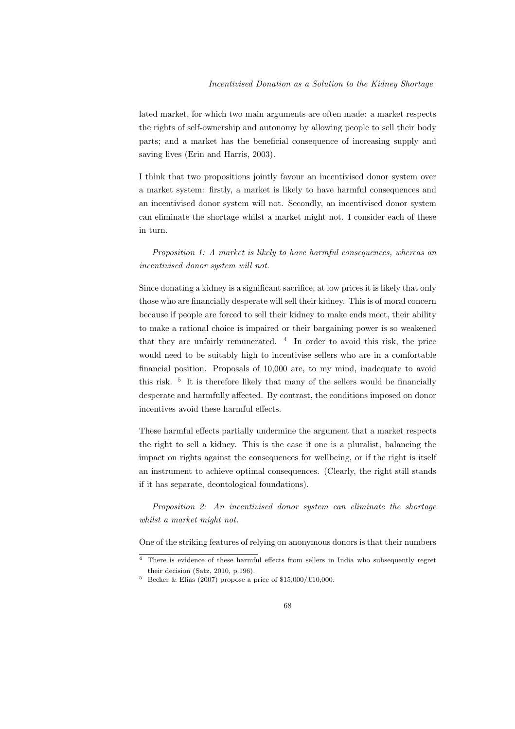lated market, for which two main arguments are often made: a market respects the rights of self-ownership and autonomy by allowing people to sell their body parts; and a market has the beneficial consequence of increasing supply and saving lives (Erin and Harris, 2003).

I think that two propositions jointly favour an incentivised donor system over a market system: firstly, a market is likely to have harmful consequences and an incentivised donor system will not. Secondly, an incentivised donor system can eliminate the shortage whilst a market might not. I consider each of these in turn.

*Proposition 1: A market is likely to have harmful consequences, whereas an incentivised donor system will not.*

Since donating a kidney is a significant sacrifice, at low prices it is likely that only those who are financially desperate will sell their kidney. This is of moral concern because if people are forced to sell their kidney to make ends meet, their ability to make a rational choice is impaired or their bargaining power is so weakened that they are unfairly remunerated. [4] In order to avoid this risk, the price would need to be suitably high to incentivise sellers who are in a comfortable financial position. Proposals of 10,000 are, to my mind, inadequate to avoid this risk. [5] It is therefore likely that many of the sellers would be financially desperate and harmfully affected. By contrast, the conditions imposed on donor incentives avoid these harmful effects.

These harmful effects partially undermine the argument that a market respects the right to sell a kidney. This is the case if one is a pluralist, balancing the impact on rights against the consequences for wellbeing, or if the right is itself an instrument to achieve optimal consequences. (Clearly, the right still stands if it has separate, deontological foundations).

*Proposition 2: An incentivised donor system can eliminate the shortage whilst a market might not.*

One of the striking features of relying on anonymous donors is that their numbers

---

[4] There is evidence of these harmful effects from sellers in India who subsequently regret their decision (Satz, 2010, p.196).

[5] Becker & Elias (2007) propose a price of \$15,000/£10,000.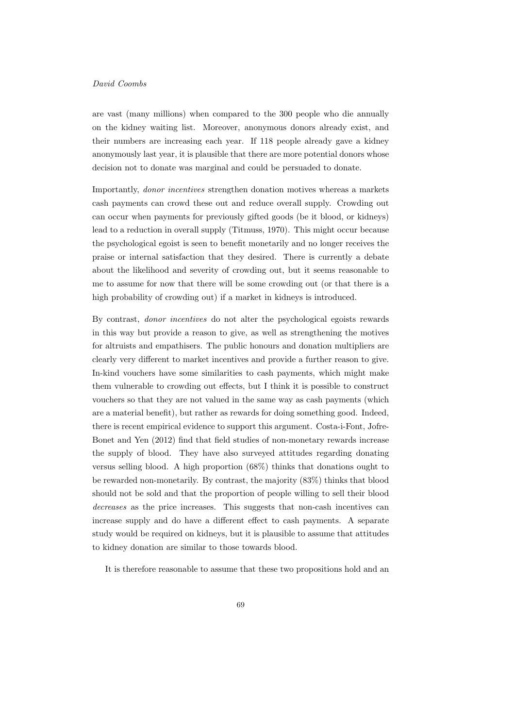are vast (many millions) when compared to the 300 people who die annually on the kidney waiting list. Moreover, anonymous donors already exist, and their numbers are increasing each year. If 118 people already gave a kidney anonymously last year, it is plausible that there are more potential donors whose decision not to donate was marginal and could be persuaded to donate.

Importantly, *donor incentives* strengthen donation motives whereas a markets cash payments can crowd these out and reduce overall supply. Crowding out can occur when payments for previously gifted goods (be it blood, or kidneys) lead to a reduction in overall supply (Titmuss, 1970). This might occur because the psychological egoist is seen to benefit monetarily and no longer receives the praise or internal satisfaction that they desired. There is currently a debate about the likelihood and severity of crowding out, but it seems reasonable to me to assume for now that there will be some crowding out (or that there is a high probability of crowding out) if a market in kidneys is introduced.

By contrast, *donor incentives* do not alter the psychological egoists rewards in this way but provide a reason to give, as well as strengthening the motives for altruists and empathisers. The public honours and donation multipliers are clearly very different to market incentives and provide a further reason to give. In-kind vouchers have some similarities to cash payments, which might make them vulnerable to crowding out effects, but I think it is possible to construct vouchers so that they are not valued in the same way as cash payments (which are a material benefit), but rather as rewards for doing something good. Indeed, there is recent empirical evidence to support this argument. Costa-i-Font, Jofre-Bonet and Yen (2012) find that field studies of non-monetary rewards increase the supply of blood. They have also surveyed attitudes regarding donating versus selling blood. A high proportion (68%) thinks that donations ought to be rewarded non-monetarily. By contrast, the majority (83%) thinks that blood should not be sold and that the proportion of people willing to sell their blood *decreases* as the price increases. This suggests that non-cash incentives can increase supply and do have a different effect to cash payments. A separate study would be required on kidneys, but it is plausible to assume that attitudes to kidney donation are similar to those towards blood.

It is therefore reasonable to assume that these two propositions hold and an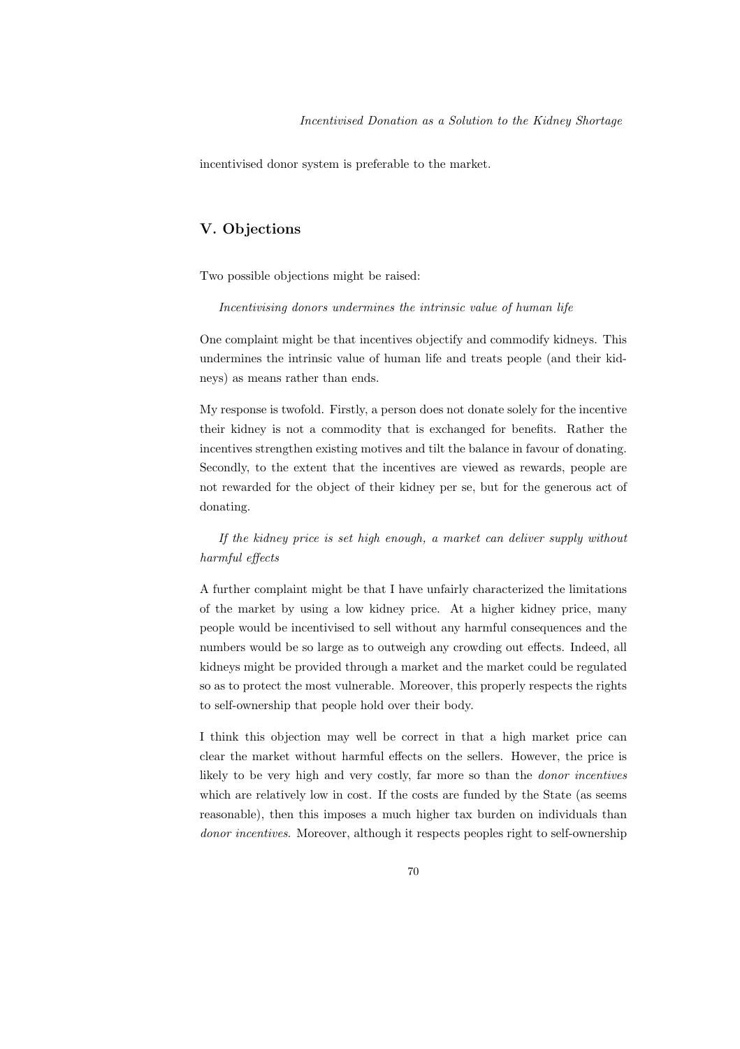incentivised donor system is preferable to the market.

## V. Objections

Two possible objections might be raised:

*Incentivising donors undermines the intrinsic value of human life*

One complaint might be that incentives objectify and commodify kidneys. This undermines the intrinsic value of human life and treats people (and their kidneys) as means rather than ends.

My response is twofold. Firstly, a person does not donate solely for the incentive their kidney is not a commodity that is exchanged for benefits. Rather the incentives strengthen existing motives and tilt the balance in favour of donating. Secondly, to the extent that the incentives are viewed as rewards, people are not rewarded for the object of their kidney per se, but for the generous act of donating.

*If the kidney price is set high enough, a market can deliver supply without harmful effects*

A further complaint might be that I have unfairly characterized the limitations of the market by using a low kidney price. At a higher kidney price, many people would be incentivised to sell without any harmful consequences and the numbers would be so large as to outweigh any crowding out effects. Indeed, all kidneys might be provided through a market and the market could be regulated so as to protect the most vulnerable. Moreover, this properly respects the rights to self-ownership that people hold over their body.

I think this objection may well be correct in that a high market price can clear the market without harmful effects on the sellers. However, the price is likely to be very high and very costly, far more so than the *donor incentives* which are relatively low in cost. If the costs are funded by the State (as seems reasonable), then this imposes a much higher tax burden on individuals than *donor incentives*. Moreover, although it respects peoples right to self-ownership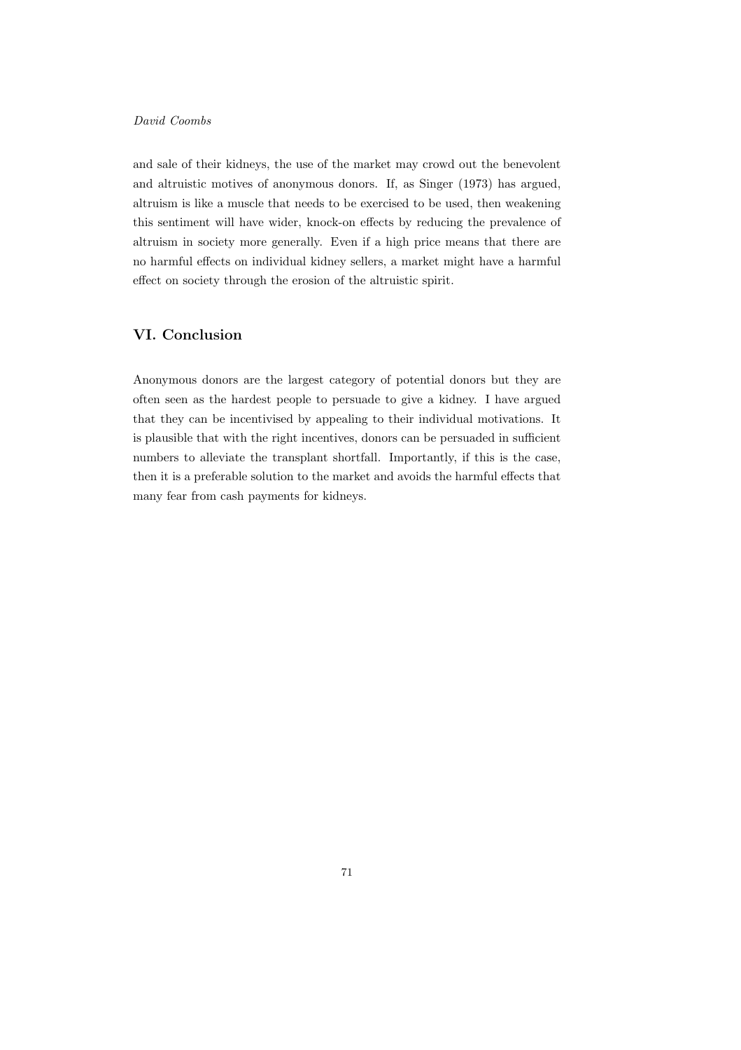and sale of their kidneys, the use of the market may crowd out the benevolent and altruistic motives of anonymous donors. If, as Singer (1973) has argued, altruism is like a muscle that needs to be exercised to be used, then weakening this sentiment will have wider, knock-on effects by reducing the prevalence of altruism in society more generally. Even if a high price means that there are no harmful effects on individual kidney sellers, a market might have a harmful effect on society through the erosion of the altruistic spirit.

## VI. Conclusion

Anonymous donors are the largest category of potential donors but they are often seen as the hardest people to persuade to give a kidney. I have argued that they can be incentivised by appealing to their individual motivations. It is plausible that with the right incentives, donors can be persuaded in sufficient numbers to alleviate the transplant shortfall. Importantly, if this is the case, then it is a preferable solution to the market and avoids the harmful effects that many fear from cash payments for kidneys.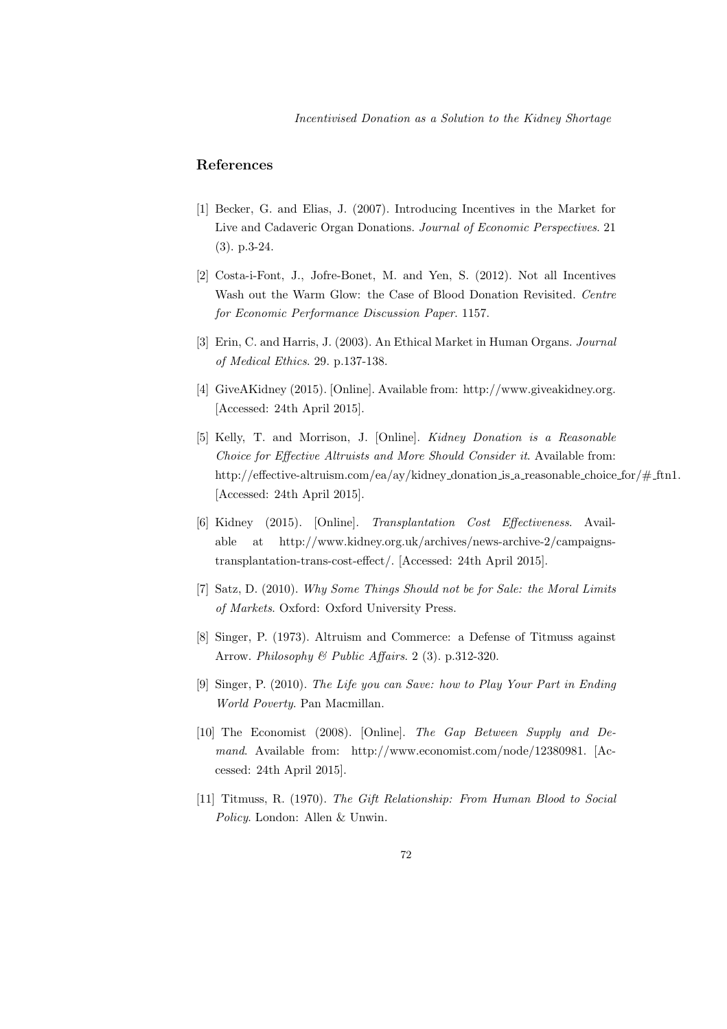## References

[1] Becker, G. and Elias, J. (2007). Introducing Incentives in the Market for Live and Cadaveric Organ Donations. *Journal of Economic Perspectives*. 21 (3). p.3-24.

[2] Costa-i-Font, J., Jofre-Bonet, M. and Yen, S. (2012). Not all Incentives Wash out the Warm Glow: the Case of Blood Donation Revisited. *Centre for Economic Performance Discussion Paper*. 1157.

[3] Erin, C. and Harris, J. (2003). An Ethical Market in Human Organs. *Journal of Medical Ethics*. 29. p.137-138.

[4] GiveAKidney (2015). [Online]. Available from: http://www.giveakidney.org. [Accessed: 24th April 2015].

[5] Kelly, T. and Morrison, J. [Online]. *Kidney Donation is a Reasonable Choice for Effective Altruists and More Should Consider it*. Available from: http://effective-altruism.com/ea/ay/kidney_donation_is_a_reasonable_choice_for/#_ftn1. [Accessed: 24th April 2015].

[6] Kidney (2015). [Online]. *Transplantation Cost Effectiveness*. Available at http://www.kidney.org.uk/archives/news-archive-2/campaigns-transplantation-trans-cost-effect/. [Accessed: 24th April 2015].

[7] Satz, D. (2010). *Why Some Things Should not be for Sale: the Moral Limits of Markets*. Oxford: Oxford University Press.

[8] Singer, P. (1973). Altruism and Commerce: a Defense of Titmuss against Arrow. *Philosophy & Public Affairs*. 2 (3). p.312-320.

[9] Singer, P. (2010). *The Life you can Save: how to Play Your Part in Ending World Poverty*. Pan Macmillan.

[10] The Economist (2008). [Online]. *The Gap Between Supply and Demand*. Available from: http://www.economist.com/node/12380981. [Accessed: 24th April 2015].

[11] Titmuss, R. (1970). *The Gift Relationship: From Human Blood to Social Policy*. London: Allen & Unwin.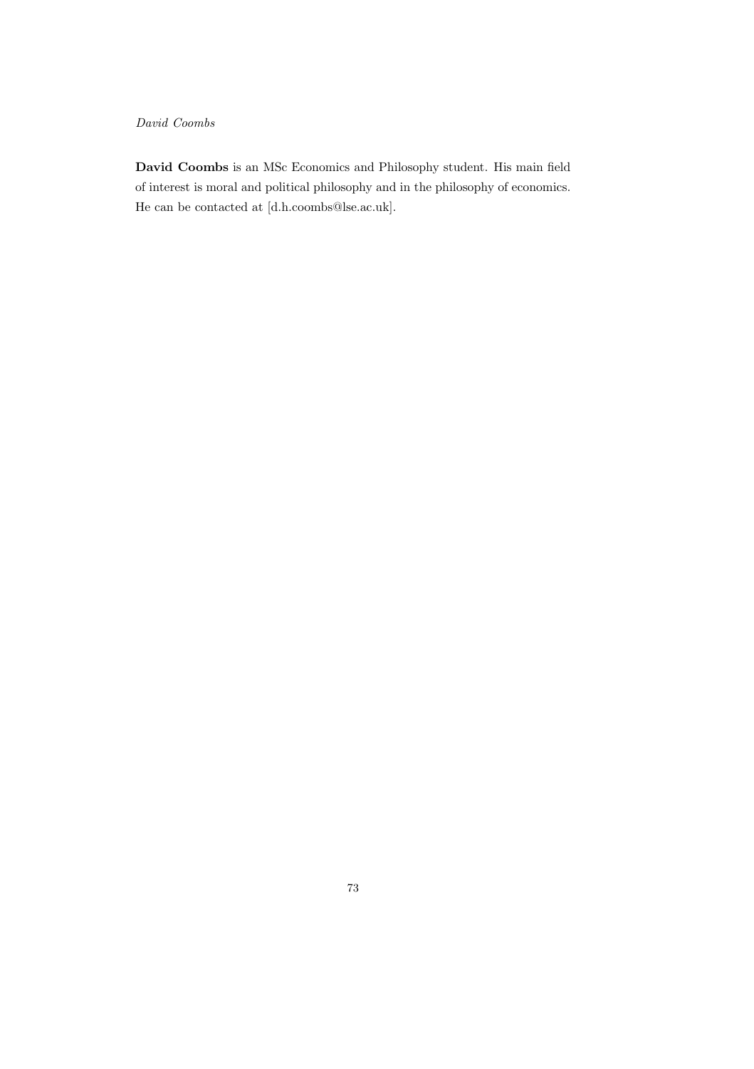**David Coombs** is an MSc Economics and Philosophy student. His main field of interest is moral and political philosophy and in the philosophy of economics. He can be contacted at [d.h.coombs@lse.ac.uk].